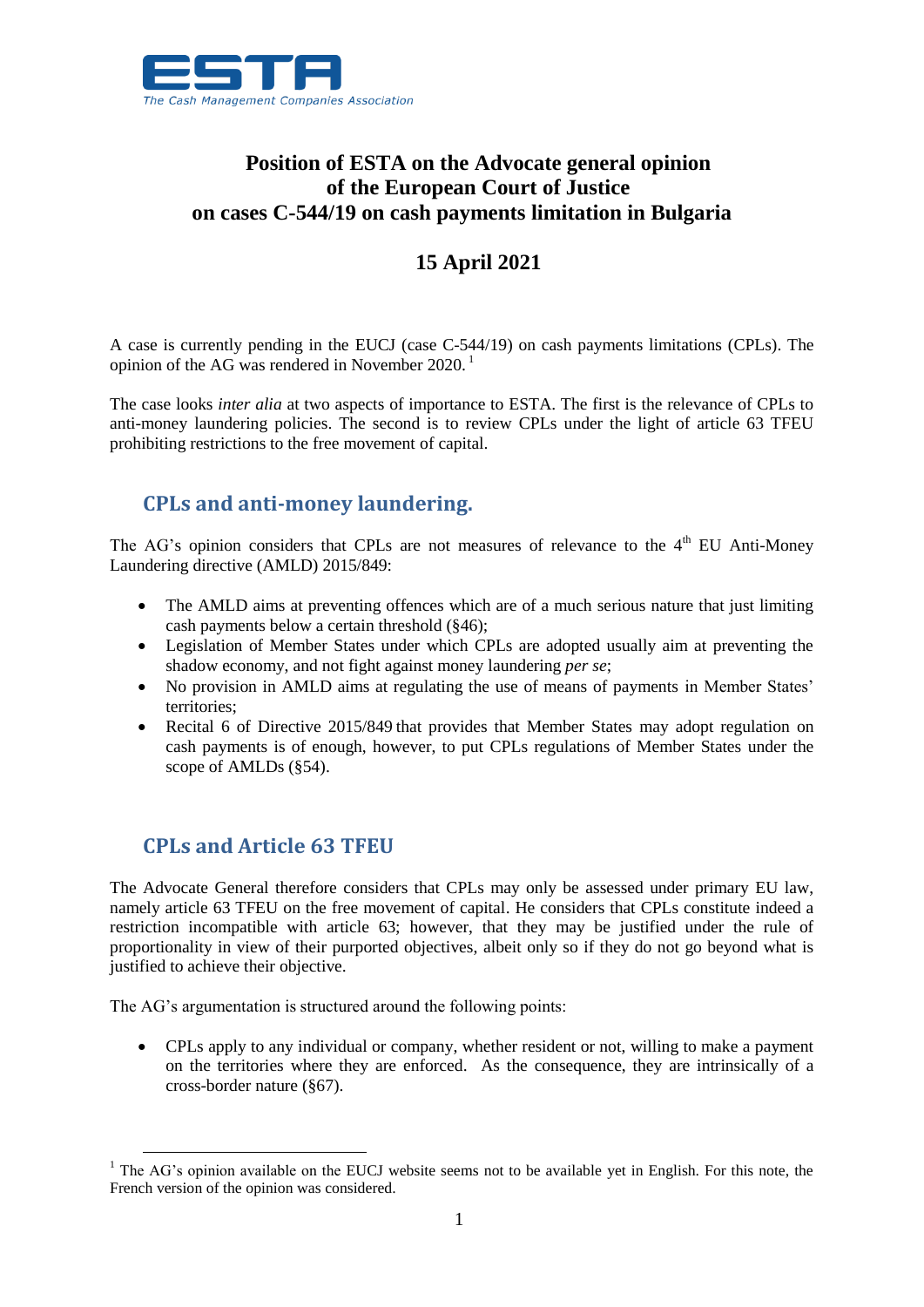# Position of ESTA on the Advocate general opinion of the European Court of Justice on cases C-544/19 on cash payments limitation in Bulgaria

## 15 April 2021

A case is currently pending in the EUCJ (case C-544/19) on cash payments limitations (CPLs). The opinion of the AG was rendered in November 2020. [1]

The case looks *inter alia* at two aspects of importance to ESTA. The first is the relevance of CPLs to anti-money laundering policies. The second is to review CPLs under the light of article 63 TFEU prohibiting restrictions to the free movement of capital.

## CPLs and anti-money laundering.

The AG's opinion considers that CPLs are not measures of relevance to the 4th EU Anti-Money Laundering directive (AMLD) 2015/849:

- The AMLD aims at preventing offences which are of a much serious nature that just limiting cash payments below a certain threshold (§46);
- Legislation of Member States under which CPLs are adopted usually aim at preventing the shadow economy, and not fight against money laundering *per se*;
- No provision in AMLD aims at regulating the use of means of payments in Member States' territories;
- Recital 6 of Directive 2015/849 that provides that Member States may adopt regulation on cash payments is of enough, however, to put CPLs regulations of Member States under the scope of AMLDs (§54).

## CPLs and Article 63 TFEU

The Advocate General therefore considers that CPLs may only be assessed under primary EU law, namely article 63 TFEU on the free movement of capital. He considers that CPLs constitute indeed a restriction incompatible with article 63; however, that they may be justified under the rule of proportionality in view of their purported objectives, albeit only so if they do not go beyond what is justified to achieve their objective.

The AG's argumentation is structured around the following points:

- CPLs apply to any individual or company, whether resident or not, willing to make a payment on the territories where they are enforced. As the consequence, they are intrinsically of a cross-border nature (§67).

[1] The AG's opinion available on the EUCJ website seems not to be available yet in English. For this note, the French version of the opinion was considered.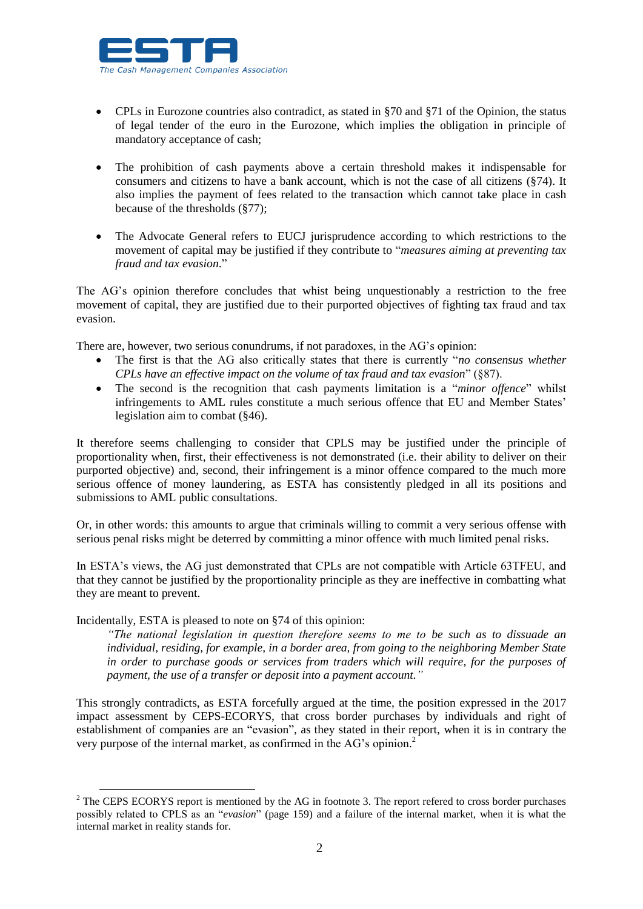- CPLs in Eurozone countries also contradict, as stated in §70 and §71 of the Opinion, the status of legal tender of the euro in the Eurozone, which implies the obligation in principle of mandatory acceptance of cash;

- The prohibition of cash payments above a certain threshold makes it indispensable for consumers and citizens to have a bank account, which is not the case of all citizens (§74). It also implies the payment of fees related to the transaction which cannot take place in cash because of the thresholds (§77);

- The Advocate General refers to EUCJ jurisprudence according to which restrictions to the movement of capital may be justified if they contribute to "*measures aiming at preventing tax fraud and tax evasion*."

The AG's opinion therefore concludes that whist being unquestionably a restriction to the free movement of capital, they are justified due to their purported objectives of fighting tax fraud and tax evasion.

There are, however, two serious conundrums, if not paradoxes, in the AG's opinion:

- The first is that the AG critically states that there is currently "*no consensus whether CPLs have an effective impact on the volume of tax fraud and tax evasion*" (§87).
- The second is the recognition that cash payments limitation is a "*minor offence*" whilst infringements to AML rules constitute a much serious offence that EU and Member States' legislation aim to combat (§46).

It therefore seems challenging to consider that CPLS may be justified under the principle of proportionality when, first, their effectiveness is not demonstrated (i.e. their ability to deliver on their purported objective) and, second, their infringement is a minor offence compared to the much more serious offence of money laundering, as ESTA has consistently pledged in all its positions and submissions to AML public consultations.

Or, in other words: this amounts to argue that criminals willing to commit a very serious offense with serious penal risks might be deterred by committing a minor offence with much limited penal risks.

In ESTA's views, the AG just demonstrated that CPLs are not compatible with Article 63TFEU, and that they cannot be justified by the proportionality principle as they are ineffective in combatting what they are meant to prevent.

Incidentally, ESTA is pleased to note on §74 of this opinion:

> *"The national legislation in question therefore seems to me to be such as to dissuade an individual, residing, for example, in a border area, from going to the neighboring Member State in order to purchase goods or services from traders which will require, for the purposes of payment, the use of a transfer or deposit into a payment account."*

This strongly contradicts, as ESTA forcefully argued at the time, the position expressed in the 2017 impact assessment by CEPS-ECORYS, that cross border purchases by individuals and right of establishment of companies are an "evasion", as they stated in their report, when it is in contrary the very purpose of the internal market, as confirmed in the AG's opinion.[2]

[2] The CEPS ECORYS report is mentioned by the AG in footnote 3. The report refered to cross border purchases possibly related to CPLS as an "*evasion*" (page 159) and a failure of the internal market, when it is what the internal market in reality stands for.